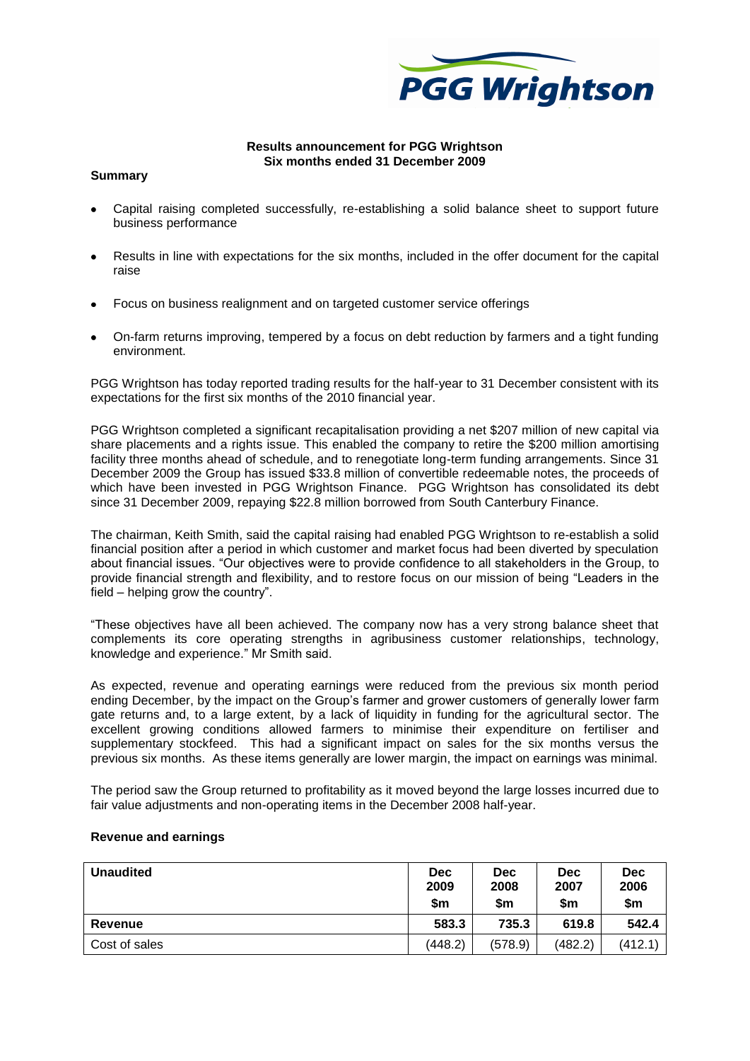**Results announcement for PGG Wrightson**
**Six months ended 31 December 2009**

**Summary**

- Capital raising completed successfully, re-establishing a solid balance sheet to support future business performance
- Results in line with expectations for the six months, included in the offer document for the capital raise
- Focus on business realignment and on targeted customer service offerings
- On-farm returns improving, tempered by a focus on debt reduction by farmers and a tight funding environment.

PGG Wrightson has today reported trading results for the half-year to 31 December consistent with its expectations for the first six months of the 2010 financial year.

PGG Wrightson completed a significant recapitalisation providing a net $207 million of new capital via share placements and a rights issue. This enabled the company to retire the $200 million amortising facility three months ahead of schedule, and to renegotiate long-term funding arrangements. Since 31 December 2009 the Group has issued $33.8 million of convertible redeemable notes, the proceeds of which have been invested in PGG Wrightson Finance. PGG Wrightson has consolidated its debt since 31 December 2009, repaying $22.8 million borrowed from South Canterbury Finance.

The chairman, Keith Smith, said the capital raising had enabled PGG Wrightson to re-establish a solid financial position after a period in which customer and market focus had been diverted by speculation about financial issues. "Our objectives were to provide confidence to all stakeholders in the Group, to provide financial strength and flexibility, and to restore focus on our mission of being "Leaders in the field – helping grow the country".

"These objectives have all been achieved. The company now has a very strong balance sheet that complements its core operating strengths in agribusiness customer relationships, technology, knowledge and experience." Mr Smith said.

As expected, revenue and operating earnings were reduced from the previous six month period ending December, by the impact on the Group's farmer and grower customers of generally lower farm gate returns and, to a large extent, by a lack of liquidity in funding for the agricultural sector. The excellent growing conditions allowed farmers to minimise their expenditure on fertiliser and supplementary stockfeed. This had a significant impact on sales for the six months versus the previous six months. As these items generally are lower margin, the impact on earnings was minimal.

The period saw the Group returned to profitability as it moved beyond the large losses incurred due to fair value adjustments and non-operating items in the December 2008 half-year.

**Revenue and earnings**

| **Unaudited** | **Dec 2009 $m** | **Dec 2008 $m** | **Dec 2007 $m** | **Dec 2006 $m** |
|---|---|---|---|---|
| **Revenue** | **583.3** | **735.3** | **619.8** | **542.4** |
| Cost of sales | (448.2) | (578.9) | (482.2) | (412.1) |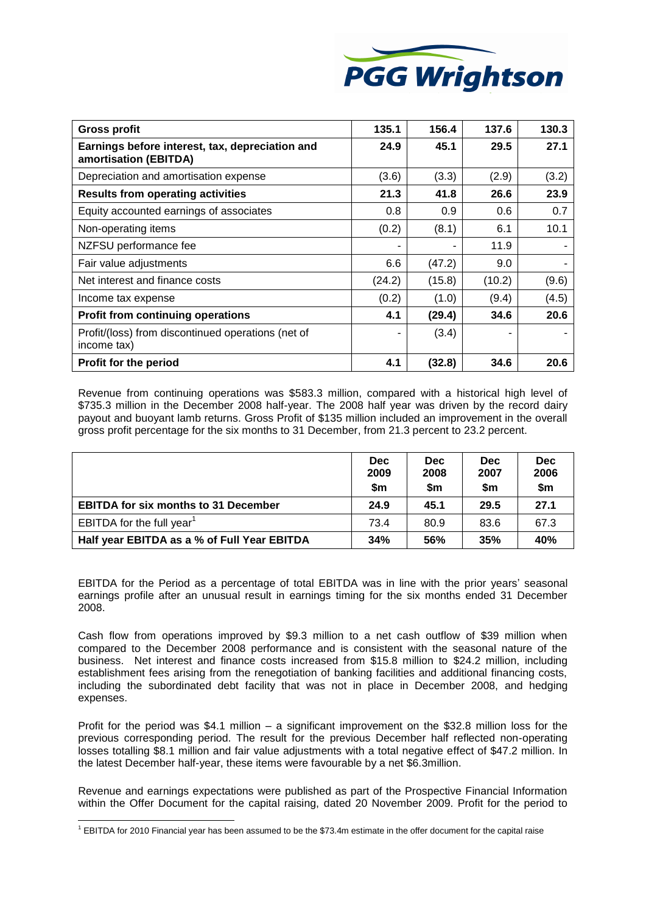| Gross profit | 135.1 | 156.4 | 137.6 | 130.3 |
|---|---|---|---|---|
| **Earnings before interest, tax, depreciation and amortisation (EBITDA)** | **24.9** | **45.1** | **29.5** | **27.1** |
| Depreciation and amortisation expense | (3.6) | (3.3) | (2.9) | (3.2) |
| **Results from operating activities** | **21.3** | **41.8** | **26.6** | **23.9** |
| Equity accounted earnings of associates | 0.8 | 0.9 | 0.6 | 0.7 |
| Non-operating items | (0.2) | (8.1) | 6.1 | 10.1 |
| NZFSU performance fee | - | - | 11.9 | - |
| Fair value adjustments | 6.6 | (47.2) | 9.0 | - |
| Net interest and finance costs | (24.2) | (15.8) | (10.2) | (9.6) |
| Income tax expense | (0.2) | (1.0) | (9.4) | (4.5) |
| **Profit from continuing operations** | **4.1** | **(29.4)** | **34.6** | **20.6** |
| Profit/(loss) from discontinued operations (net of income tax) | - | (3.4) | - | - |
| **Profit for the period** | **4.1** | **(32.8)** | **34.6** | **20.6** |

Revenue from continuing operations was $583.3 million, compared with a historical high level of $735.3 million in the December 2008 half-year. The 2008 half year was driven by the record dairy payout and buoyant lamb returns. Gross Profit of $135 million included an improvement in the overall gross profit percentage for the six months to 31 December, from 21.3 percent to 23.2 percent.

| | Dec 2009 $m | Dec 2008 $m | Dec 2007 $m | Dec 2006 $m |
|---|---|---|---|---|
| **EBITDA for six months to 31 December** | **24.9** | **45.1** | **29.5** | **27.1** |
| EBITDA for the full year[1] | 73.4 | 80.9 | 83.6 | 67.3 |
| **Half year EBITDA as a % of Full Year EBITDA** | **34%** | **56%** | **35%** | **40%** |

EBITDA for the Period as a percentage of total EBITDA was in line with the prior years' seasonal earnings profile after an unusual result in earnings timing for the six months ended 31 December 2008.

Cash flow from operations improved by $9.3 million to a net cash outflow of $39 million when compared to the December 2008 performance and is consistent with the seasonal nature of the business. Net interest and finance costs increased from $15.8 million to $24.2 million, including establishment fees arising from the renegotiation of banking facilities and additional financing costs, including the subordinated debt facility that was not in place in December 2008, and hedging expenses.

Profit for the period was $4.1 million – a significant improvement on the $32.8 million loss for the previous corresponding period. The result for the previous December half reflected non-operating losses totalling $8.1 million and fair value adjustments with a total negative effect of $47.2 million. In the latest December half-year, these items were favourable by a net $6.3million.

Revenue and earnings expectations were published as part of the Prospective Financial Information within the Offer Document for the capital raising, dated 20 November 2009. Profit for the period to

[1] EBITDA for 2010 Financial year has been assumed to be the $73.4m estimate in the offer document for the capital raise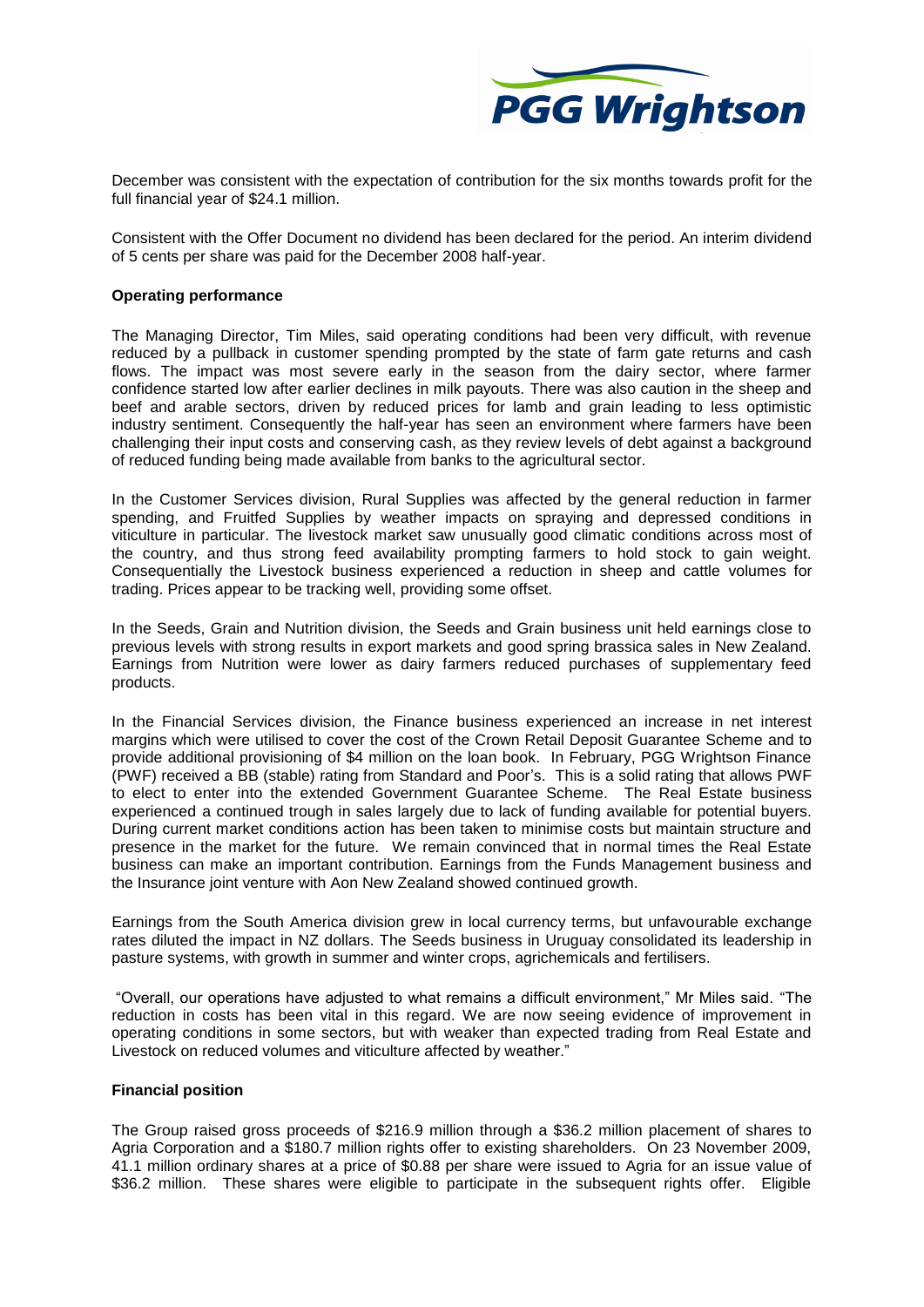December was consistent with the expectation of contribution for the six months towards profit for the full financial year of $24.1 million.

Consistent with the Offer Document no dividend has been declared for the period. An interim dividend of 5 cents per share was paid for the December 2008 half-year.

**Operating performance**

The Managing Director, Tim Miles, said operating conditions had been very difficult, with revenue reduced by a pullback in customer spending prompted by the state of farm gate returns and cash flows. The impact was most severe early in the season from the dairy sector, where farmer confidence started low after earlier declines in milk payouts. There was also caution in the sheep and beef and arable sectors, driven by reduced prices for lamb and grain leading to less optimistic industry sentiment. Consequently the half-year has seen an environment where farmers have been challenging their input costs and conserving cash, as they review levels of debt against a background of reduced funding being made available from banks to the agricultural sector.

In the Customer Services division, Rural Supplies was affected by the general reduction in farmer spending, and Fruitfed Supplies by weather impacts on spraying and depressed conditions in viticulture in particular. The livestock market saw unusually good climatic conditions across most of the country, and thus strong feed availability prompting farmers to hold stock to gain weight. Consequentially the Livestock business experienced a reduction in sheep and cattle volumes for trading. Prices appear to be tracking well, providing some offset.

In the Seeds, Grain and Nutrition division, the Seeds and Grain business unit held earnings close to previous levels with strong results in export markets and good spring brassica sales in New Zealand. Earnings from Nutrition were lower as dairy farmers reduced purchases of supplementary feed products.

In the Financial Services division, the Finance business experienced an increase in net interest margins which were utilised to cover the cost of the Crown Retail Deposit Guarantee Scheme and to provide additional provisioning of $4 million on the loan book. In February, PGG Wrightson Finance (PWF) received a BB (stable) rating from Standard and Poor's. This is a solid rating that allows PWF to elect to enter into the extended Government Guarantee Scheme. The Real Estate business experienced a continued trough in sales largely due to lack of funding available for potential buyers. During current market conditions action has been taken to minimise costs but maintain structure and presence in the market for the future. We remain convinced that in normal times the Real Estate business can make an important contribution. Earnings from the Funds Management business and the Insurance joint venture with Aon New Zealand showed continued growth.

Earnings from the South America division grew in local currency terms, but unfavourable exchange rates diluted the impact in NZ dollars. The Seeds business in Uruguay consolidated its leadership in pasture systems, with growth in summer and winter crops, agrichemicals and fertilisers.

"Overall, our operations have adjusted to what remains a difficult environment," Mr Miles said. "The reduction in costs has been vital in this regard. We are now seeing evidence of improvement in operating conditions in some sectors, but with weaker than expected trading from Real Estate and Livestock on reduced volumes and viticulture affected by weather."

**Financial position**

The Group raised gross proceeds of $216.9 million through a $36.2 million placement of shares to Agria Corporation and a $180.7 million rights offer to existing shareholders. On 23 November 2009, 41.1 million ordinary shares at a price of $0.88 per share were issued to Agria for an issue value of $36.2 million. These shares were eligible to participate in the subsequent rights offer. Eligible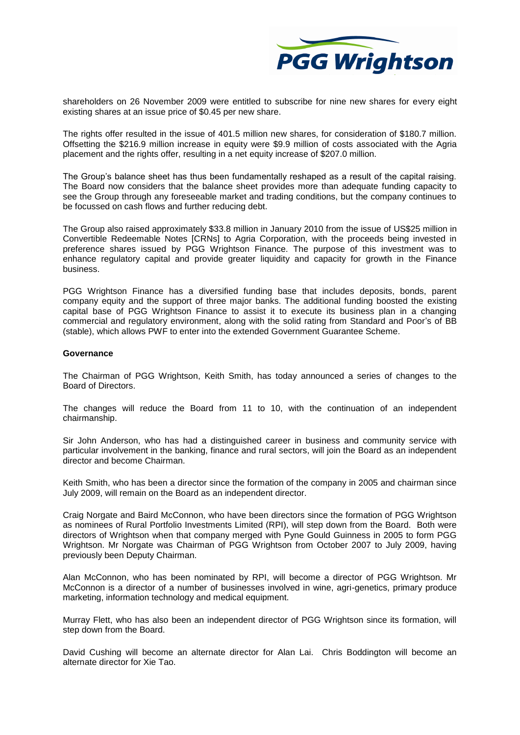shareholders on 26 November 2009 were entitled to subscribe for nine new shares for every eight existing shares at an issue price of $0.45 per new share.

The rights offer resulted in the issue of 401.5 million new shares, for consideration of $180.7 million. Offsetting the $216.9 million increase in equity were $9.9 million of costs associated with the Agria placement and the rights offer, resulting in a net equity increase of $207.0 million.

The Group's balance sheet has thus been fundamentally reshaped as a result of the capital raising. The Board now considers that the balance sheet provides more than adequate funding capacity to see the Group through any foreseeable market and trading conditions, but the company continues to be focussed on cash flows and further reducing debt.

The Group also raised approximately $33.8 million in January 2010 from the issue of US$25 million in Convertible Redeemable Notes [CRNs] to Agria Corporation, with the proceeds being invested in preference shares issued by PGG Wrightson Finance. The purpose of this investment was to enhance regulatory capital and provide greater liquidity and capacity for growth in the Finance business.

PGG Wrightson Finance has a diversified funding base that includes deposits, bonds, parent company equity and the support of three major banks. The additional funding boosted the existing capital base of PGG Wrightson Finance to assist it to execute its business plan in a changing commercial and regulatory environment, along with the solid rating from Standard and Poor's of BB (stable), which allows PWF to enter into the extended Government Guarantee Scheme.

**Governance**

The Chairman of PGG Wrightson, Keith Smith, has today announced a series of changes to the Board of Directors.

The changes will reduce the Board from 11 to 10, with the continuation of an independent chairmanship.

Sir John Anderson, who has had a distinguished career in business and community service with particular involvement in the banking, finance and rural sectors, will join the Board as an independent director and become Chairman.

Keith Smith, who has been a director since the formation of the company in 2005 and chairman since July 2009, will remain on the Board as an independent director.

Craig Norgate and Baird McConnon, who have been directors since the formation of PGG Wrightson as nominees of Rural Portfolio Investments Limited (RPI), will step down from the Board. Both were directors of Wrightson when that company merged with Pyne Gould Guinness in 2005 to form PGG Wrightson. Mr Norgate was Chairman of PGG Wrightson from October 2007 to July 2009, having previously been Deputy Chairman.

Alan McConnon, who has been nominated by RPI, will become a director of PGG Wrightson. Mr McConnon is a director of a number of businesses involved in wine, agri-genetics, primary produce marketing, information technology and medical equipment.

Murray Flett, who has also been an independent director of PGG Wrightson since its formation, will step down from the Board.

David Cushing will become an alternate director for Alan Lai. Chris Boddington will become an alternate director for Xie Tao.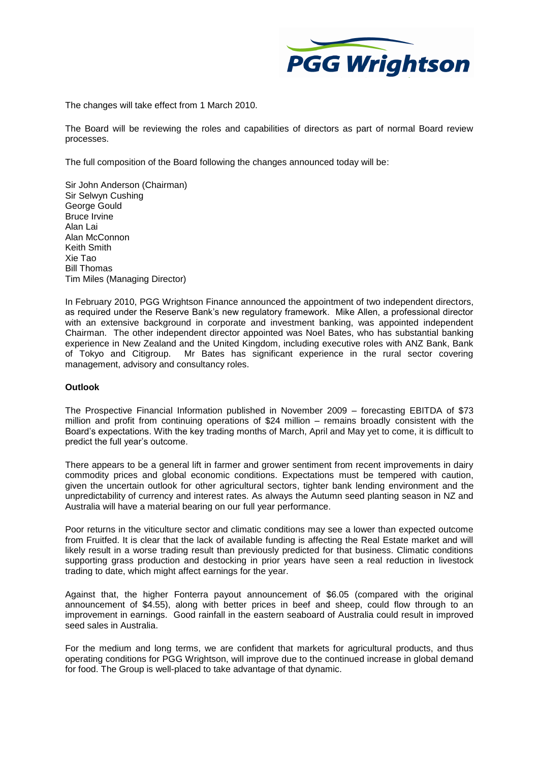The changes will take effect from 1 March 2010.

The Board will be reviewing the roles and capabilities of directors as part of normal Board review processes.

The full composition of the Board following the changes announced today will be:

Sir John Anderson (Chairman)
Sir Selwyn Cushing
George Gould
Bruce Irvine
Alan Lai
Alan McConnon
Keith Smith
Xie Tao
Bill Thomas
Tim Miles (Managing Director)

In February 2010, PGG Wrightson Finance announced the appointment of two independent directors, as required under the Reserve Bank's new regulatory framework. Mike Allen, a professional director with an extensive background in corporate and investment banking, was appointed independent Chairman. The other independent director appointed was Noel Bates, who has substantial banking experience in New Zealand and the United Kingdom, including executive roles with ANZ Bank, Bank of Tokyo and Citigroup. Mr Bates has significant experience in the rural sector covering management, advisory and consultancy roles.

**Outlook**

The Prospective Financial Information published in November 2009 – forecasting EBITDA of $73 million and profit from continuing operations of $24 million – remains broadly consistent with the Board's expectations. With the key trading months of March, April and May yet to come, it is difficult to predict the full year's outcome.

There appears to be a general lift in farmer and grower sentiment from recent improvements in dairy commodity prices and global economic conditions. Expectations must be tempered with caution, given the uncertain outlook for other agricultural sectors, tighter bank lending environment and the unpredictability of currency and interest rates. As always the Autumn seed planting season in NZ and Australia will have a material bearing on our full year performance.

Poor returns in the viticulture sector and climatic conditions may see a lower than expected outcome from Fruitfed. It is clear that the lack of available funding is affecting the Real Estate market and will likely result in a worse trading result than previously predicted for that business. Climatic conditions supporting grass production and destocking in prior years have seen a real reduction in livestock trading to date, which might affect earnings for the year.

Against that, the higher Fonterra payout announcement of $6.05 (compared with the original announcement of $4.55), along with better prices in beef and sheep, could flow through to an improvement in earnings. Good rainfall in the eastern seaboard of Australia could result in improved seed sales in Australia.

For the medium and long terms, we are confident that markets for agricultural products, and thus operating conditions for PGG Wrightson, will improve due to the continued increase in global demand for food. The Group is well-placed to take advantage of that dynamic.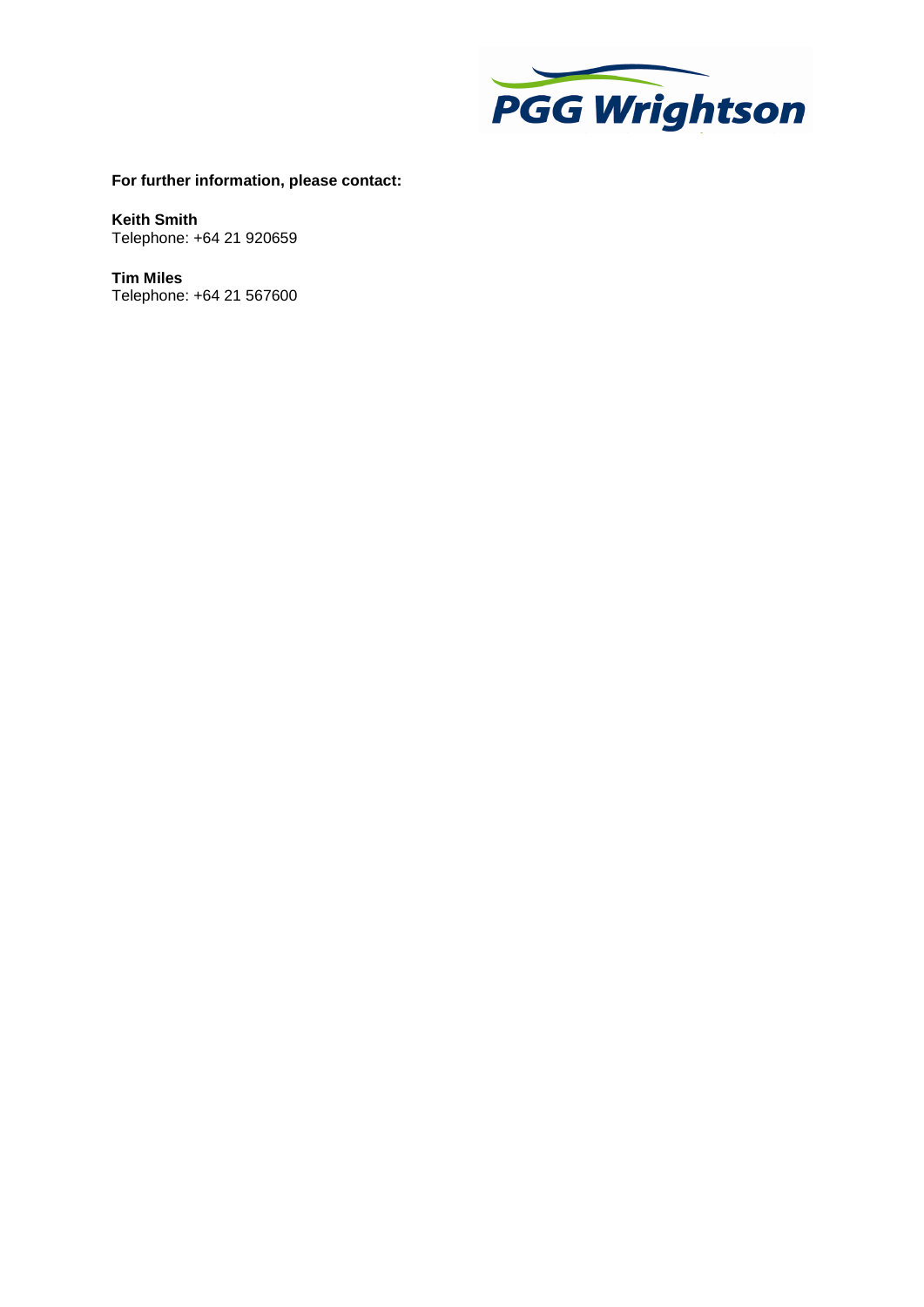**For further information, please contact:**

**Keith Smith**
Telephone: +64 21 920659

**Tim Miles**
Telephone: +64 21 567600